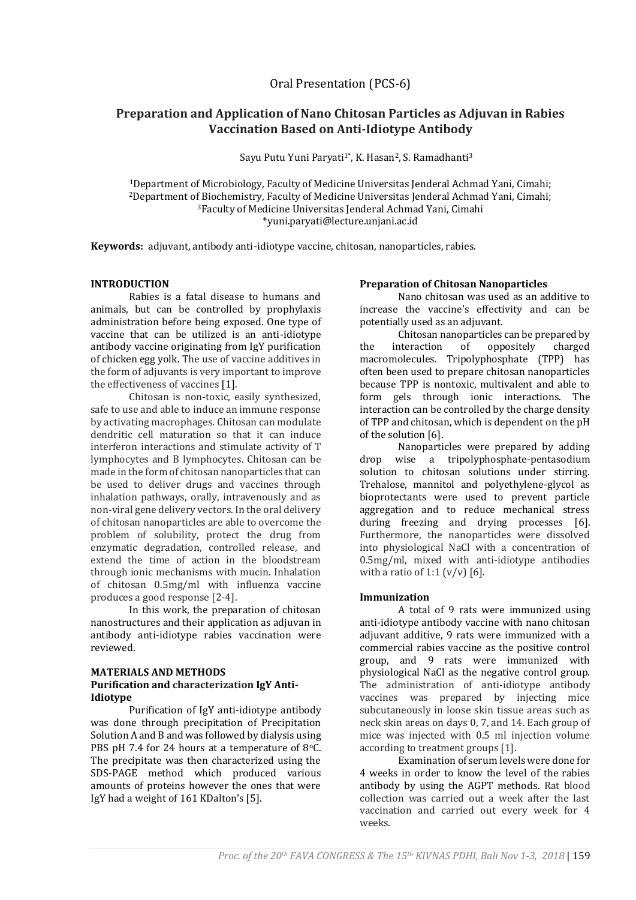Oral Presentation (PCS-6)

# Preparation and Application of Nano Chitosan Particles as Adjuvan in Rabies Vaccination Based on Anti-Idiotype Antibody

Sayu Putu Yuni Paryati[1*], K. Hasan[2], S. Ramadhanti[3]

[1]Department of Microbiology, Faculty of Medicine Universitas Jenderal Achmad Yani, Cimahi;
[2]Department of Biochemistry, Faculty of Medicine Universitas Jenderal Achmad Yani, Cimahi;
[3]Faculty of Medicine Universitas Jenderal Achmad Yani, Cimahi
*yuni.paryati@lecture.unjani.ac.id

**Keywords:** adjuvant, antibody anti-idiotype vaccine, chitosan, nanoparticles, rabies.

## INTRODUCTION

Rabies is a fatal disease to humans and animals, but can be controlled by prophylaxis administration before being exposed. One type of vaccine that can be utilized is an anti-idiotype antibody vaccine originating from IgY purification of chicken egg yolk. The use of vaccine additives in the form of adjuvants is very important to improve the effectiveness of vaccines [1].

Chitosan is non-toxic, easily synthesized, safe to use and able to induce an immune response by activating macrophages. Chitosan can modulate dendritic cell maturation so that it can induce interferon interactions and stimulate activity of T lymphocytes and B lymphocytes. Chitosan can be made in the form of chitosan nanoparticles that can be used to deliver drugs and vaccines through inhalation pathways, orally, intravenously and as non-viral gene delivery vectors. In the oral delivery of chitosan nanoparticles are able to overcome the problem of solubility, protect the drug from enzymatic degradation, controlled release, and extend the time of action in the bloodstream through ionic mechanisms with mucin. Inhalation of chitosan 0.5mg/ml with influenza vaccine produces a good response [2-4].

In this work, the preparation of chitosan nanostructures and their application as adjuvan in antibody anti-idiotype rabies vaccination were reviewed.

## MATERIALS AND METHODS

### Purification and characterization IgY Anti-Idiotype

Purification of IgY anti-idiotype antibody was done through precipitation of Precipitation Solution A and B and was followed by dialysis using PBS pH 7.4 for 24 hours at a temperature of 8°C. The precipitate was then characterized using the SDS-PAGE method which produced various amounts of proteins however the ones that were IgY had a weight of 161 KDalton's [5].

### Preparation of Chitosan Nanoparticles

Nano chitosan was used as an additive to increase the vaccine's effectivity and can be potentially used as an adjuvant.

Chitosan nanoparticles can be prepared by the interaction of oppositely charged macromolecules. Tripolyphosphate (TPP) has often been used to prepare chitosan nanoparticles because TPP is nontoxic, multivalent and able to form gels through ionic interactions. The interaction can be controlled by the charge density of TPP and chitosan, which is dependent on the pH of the solution [6].

Nanoparticles were prepared by adding drop wise a tripolyphosphate-pentasodium solution to chitosan solutions under stirring. Trehalose, mannitol and polyethylene-glycol as bioprotectants were used to prevent particle aggregation and to reduce mechanical stress during freezing and drying processes [6]. Furthermore, the nanoparticles were dissolved into physiological NaCl with a concentration of 0.5mg/ml, mixed with anti-idiotype antibodies with a ratio of 1:1 (v/v) [6].

### Immunization

A total of 9 rats were immunized using anti-idiotype antibody vaccine with nano chitosan adjuvant additive, 9 rats were immunized with a commercial rabies vaccine as the positive control group, and 9 rats were immunized with physiological NaCl as the negative control group. The administration of anti-idiotype antibody vaccines was prepared by injecting mice subcutaneously in loose skin tissue areas such as neck skin areas on days 0, 7, and 14. Each group of mice was injected with 0.5 ml injection volume according to treatment groups [1].

Examination of serum levels were done for 4 weeks in order to know the level of the rabies antibody by using the AGPT methods. Rat blood collection was carried out a week after the last vaccination and carried out every week for 4 weeks.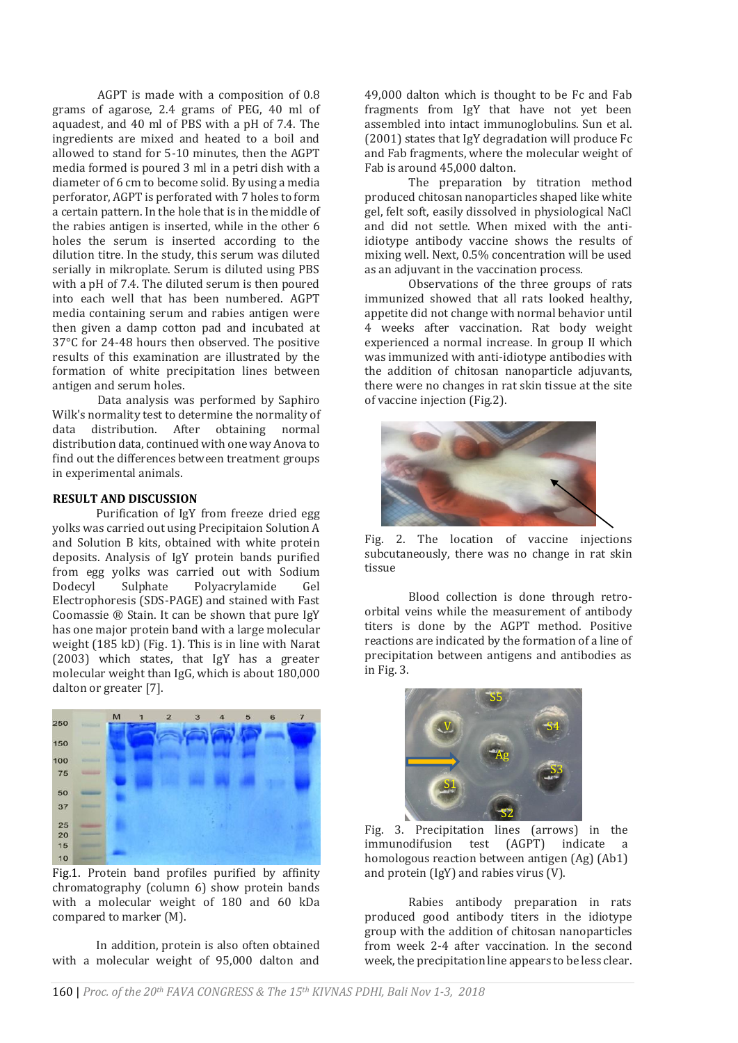AGPT is made with a composition of 0.8 grams of agarose, 2.4 grams of PEG, 40 ml of aquadest, and 40 ml of PBS with a pH of 7.4. The ingredients are mixed and heated to a boil and allowed to stand for 5-10 minutes, then the AGPT media formed is poured 3 ml in a petri dish with a diameter of 6 cm to become solid. By using a media perforator, AGPT is perforated with 7 holes to form a certain pattern. In the hole that is in the middle of the rabies antigen is inserted, while in the other 6 holes the serum is inserted according to the dilution titre. In the study, this serum was diluted serially in mikroplate. Serum is diluted using PBS with a pH of 7.4. The diluted serum is then poured into each well that has been numbered. AGPT media containing serum and rabies antigen were then given a damp cotton pad and incubated at 37°C for 24-48 hours then observed. The positive results of this examination are illustrated by the formation of white precipitation lines between antigen and serum holes.

Data analysis was performed by Saphiro Wilk's normality test to determine the normality of data distribution. After obtaining normal distribution data, continued with one way Anova to find out the differences between treatment groups in experimental animals.

**RESULT AND DISCUSSION**

Purification of IgY from freeze dried egg yolks was carried out using Precipitaion Solution A and Solution B kits, obtained with white protein deposits. Analysis of IgY protein bands purified from egg yolks was carried out with Sodium Dodecyl Sulphate Polyacrylamide Gel Electrophoresis (SDS-PAGE) and stained with Fast Coomassie ® Stain. It can be shown that pure IgY has one major protein band with a large molecular weight (185 kD) (Fig. 1). This is in line with Narat (2003) which states, that IgY has a greater molecular weight than IgG, which is about 180,000 dalton or greater [7].

Fig.1. Protein band profiles purified by affinity chromatography (column 6) show protein bands with a molecular weight of 180 and 60 kDa compared to marker (M).

In addition, protein is also often obtained with a molecular weight of 95,000 dalton and 49,000 dalton which is thought to be Fc and Fab fragments from IgY that have not yet been assembled into intact immunoglobulins. Sun et al. (2001) states that IgY degradation will produce Fc and Fab fragments, where the molecular weight of Fab is around 45,000 dalton.

The preparation by titration method produced chitosan nanoparticles shaped like white gel, felt soft, easily dissolved in physiological NaCl and did not settle. When mixed with the anti-idiotype antibody vaccine shows the results of mixing well. Next, 0.5% concentration will be used as an adjuvant in the vaccination process.

Observations of the three groups of rats immunized showed that all rats looked healthy, appetite did not change with normal behavior until 4 weeks after vaccination. Rat body weight experienced a normal increase. In group II which was immunized with anti-idiotype antibodies with the addition of chitosan nanoparticle adjuvants, there were no changes in rat skin tissue at the site of vaccine injection (Fig.2).

Fig. 2. The location of vaccine injections subcutaneously, there was no change in rat skin tissue

Blood collection is done through retro-orbital veins while the measurement of antibody titers is done by the AGPT method. Positive reactions are indicated by the formation of a line of precipitation between antigens and antibodies as in Fig. 3.

Fig. 3. Precipitation lines (arrows) in the immunodifusion test (AGPT) indicate a homologous reaction between antigen (Ag) (Ab1) and protein (IgY) and rabies virus (V).

Rabies antibody preparation in rats produced good antibody titers in the idiotype group with the addition of chitosan nanoparticles from week 2-4 after vaccination. In the second week, the precipitation line appears to be less clear.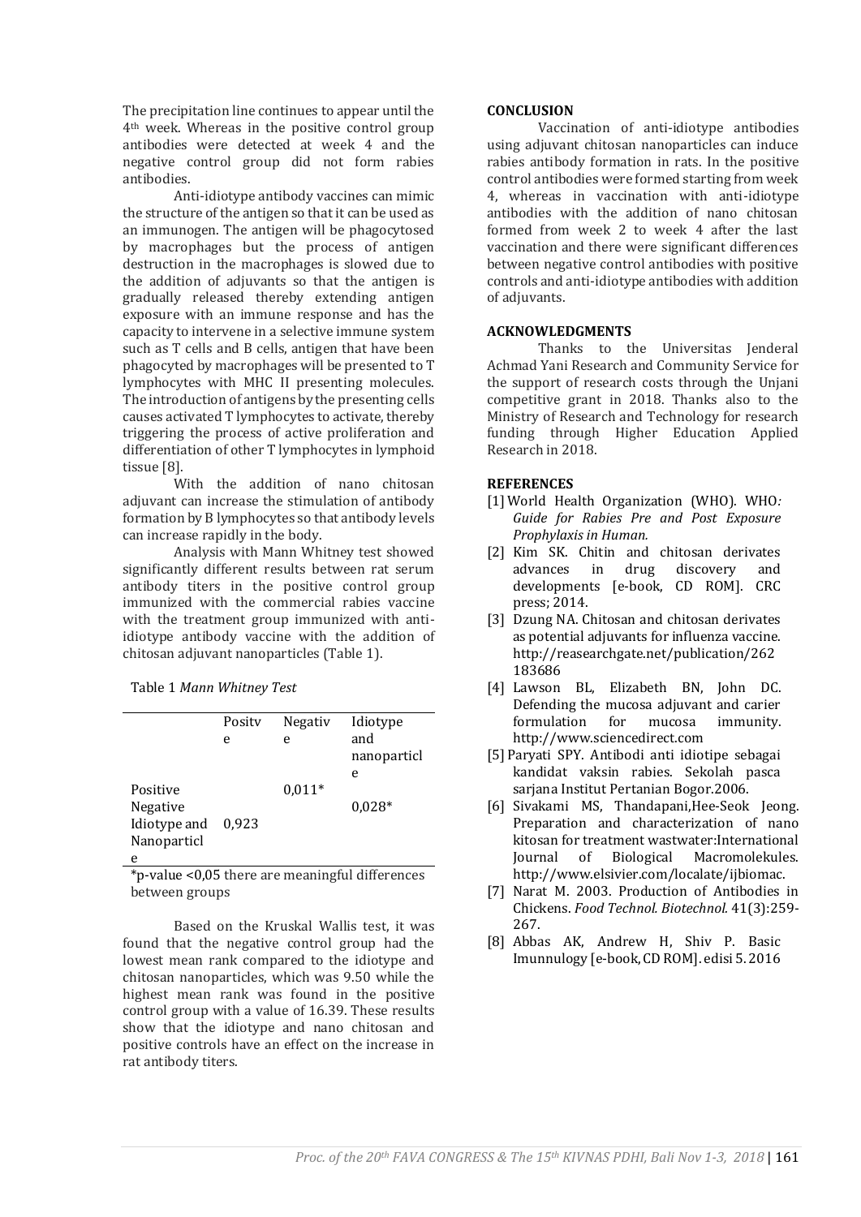The precipitation line continues to appear until the 4th week. Whereas in the positive control group antibodies were detected at week 4 and the negative control group did not form rabies antibodies.

Anti-idiotype antibody vaccines can mimic the structure of the antigen so that it can be used as an immunogen. The antigen will be phagocytosed by macrophages but the process of antigen destruction in the macrophages is slowed due to the addition of adjuvants so that the antigen is gradually released thereby extending antigen exposure with an immune response and has the capacity to intervene in a selective immune system such as T cells and B cells, antigen that have been phagocyted by macrophages will be presented to T lymphocytes with MHC II presenting molecules. The introduction of antigens by the presenting cells causes activated T lymphocytes to activate, thereby triggering the process of active proliferation and differentiation of other T lymphocytes in lymphoid tissue [8].

With the addition of nano chitosan adjuvant can increase the stimulation of antibody formation by B lymphocytes so that antibody levels can increase rapidly in the body.

Analysis with Mann Whitney test showed significantly different results between rat serum antibody titers in the positive control group immunized with the commercial rabies vaccine with the treatment group immunized with anti-idiotype antibody vaccine with the addition of chitosan adjuvant nanoparticles (Table 1).

Table 1 *Mann Whitney Test*

| | Positve | Negative | Idiotype and nanoparticle |
|---|---|---|---|
| Positive | | 0,011* | |
| Negative | | | 0,028* |
| Idiotype and Nanoparticle | 0,923 | | |

*p-value <0,05 there are meaningful differences between groups

Based on the Kruskal Wallis test, it was found that the negative control group had the lowest mean rank compared to the idiotype and chitosan nanoparticles, which was 9.50 while the highest mean rank was found in the positive control group with a value of 16.39. These results show that the idiotype and nano chitosan and positive controls have an effect on the increase in rat antibody titers.

## CONCLUSION

Vaccination of anti-idiotype antibodies using adjuvant chitosan nanoparticles can induce rabies antibody formation in rats. In the positive control antibodies were formed starting from week 4, whereas in vaccination with anti-idiotype antibodies with the addition of nano chitosan formed from week 2 to week 4 after the last vaccination and there were significant differences between negative control antibodies with positive controls and anti-idiotype antibodies with addition of adjuvants.

## ACKNOWLEDGMENTS

Thanks to the Universitas Jenderal Achmad Yani Research and Community Service for the support of research costs through the Unjani competitive grant in 2018. Thanks also to the Ministry of Research and Technology for research funding through Higher Education Applied Research in 2018.

## REFERENCES

[1] World Health Organization (WHO). WHO*: Guide for Rabies Pre and Post Exposure Prophylaxis in Human.*

[2] Kim SK. Chitin and chitosan derivates advances in drug discovery and developments [e-book, CD ROM]. CRC press; 2014.

[3] Dzung NA. Chitosan and chitosan derivates as potential adjuvants for influenza vaccine. http://reasearchgate.net/publication/262183686

[4] Lawson BL, Elizabeth BN, John DC. Defending the mucosa adjuvant and carier formulation for mucosa immunity. http://www.sciencedirect.com

[5] Paryati SPY. Antibodi anti idiotipe sebagai kandidat vaksin rabies. Sekolah pasca sarjana Institut Pertanian Bogor.2006.

[6] Sivakami MS, Thandapani,Hee-Seok Jeong. Preparation and characterization of nano kitosan for treatment wastwater:International Journal of Biological Macromolekules. http://www.elsivier.com/localate/ijbiomac.

[7] Narat M. 2003. Production of Antibodies in Chickens. *Food Technol. Biotechnol.* 41(3):259-267.

[8] Abbas AK, Andrew H, Shiv P. Basic Imunnulogy [e-book, CD ROM]. edisi 5. 2016